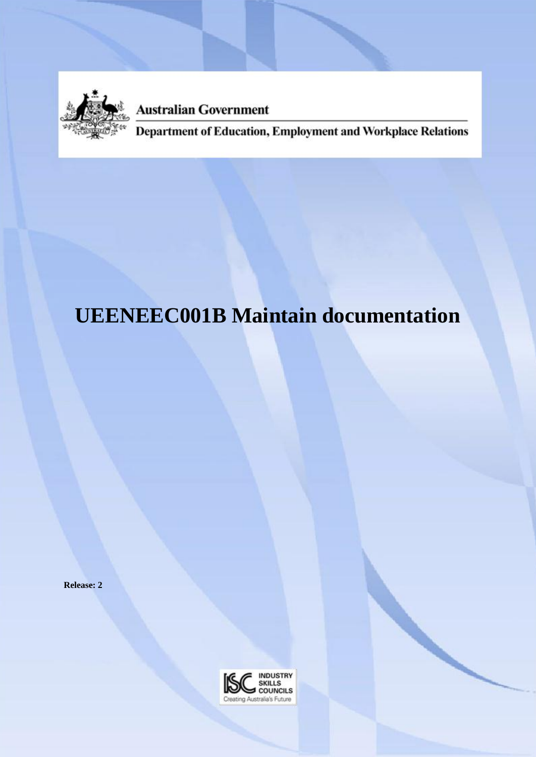Australian Government

Department of Education, Employment and Workplace Relations

# UEENEEC001B Maintain documentation

**Release: 2**

INDUSTRY SKILLS COUNCILS

Creating Australia's Future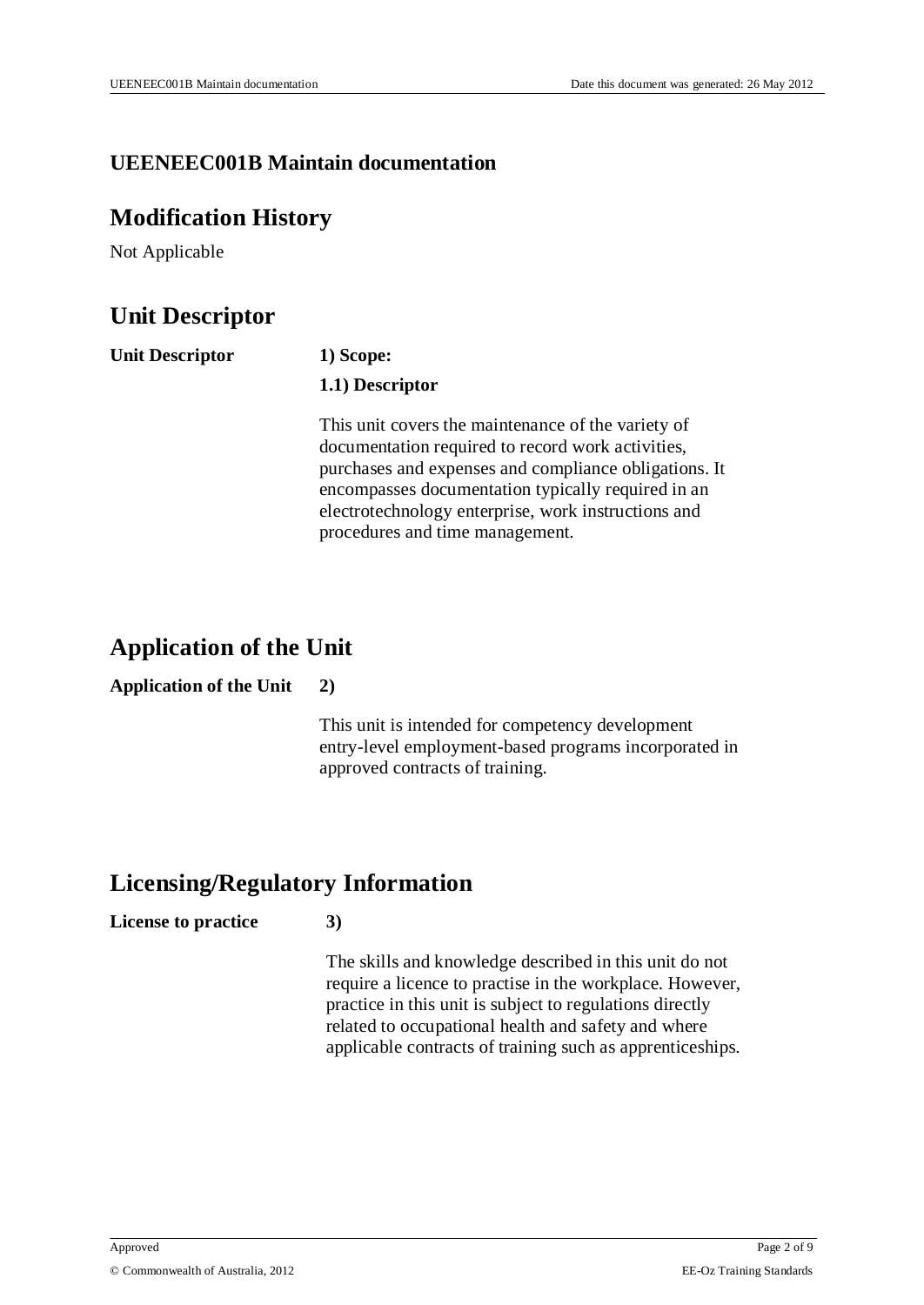**UEENEEC001B Maintain documentation**

## Modification History

Not Applicable

## Unit Descriptor

| | |
|---|---|
| **Unit Descriptor** | **1) Scope:**<br>**1.1) Descriptor**<br>This unit covers the maintenance of the variety of documentation required to record work activities, purchases and expenses and compliance obligations. It encompasses documentation typically required in an electrotechnology enterprise, work instructions and procedures and time management. |

## Application of the Unit

| | |
|---|---|
| **Application of the Unit** | **2)**<br>This unit is intended for competency development entry-level employment-based programs incorporated in approved contracts of training. |

## Licensing/Regulatory Information

| | |
|---|---|
| **License to practice** | **3)**<br>The skills and knowledge described in this unit do not require a licence to practise in the workplace. However, practice in this unit is subject to regulations directly related to occupational health and safety and where applicable contracts of training such as apprenticeships. |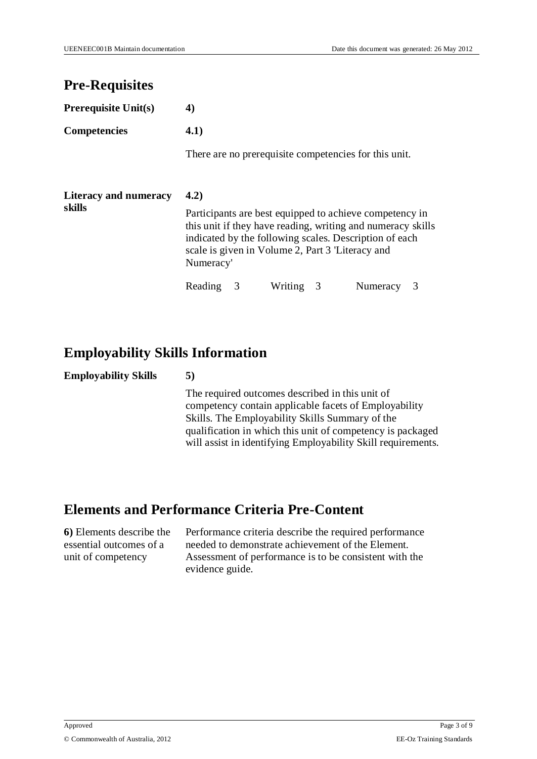## Pre-Requisites

| | |
|---|---|
| **Prerequisite Unit(s)** | **4)** |
| **Competencies** | **4.1)**<br><br>There are no prerequisite competencies for this unit. |
| **Literacy and numeracy skills** | **4.2)**<br><br>Participants are best equipped to achieve competency in this unit if they have reading, writing and numeracy skills indicated by the following scales. Description of each scale is given in Volume 2, Part 3 'Literacy and Numeracy'<br><br>Reading 3 Writing 3 Numeracy 3 |

## Employability Skills Information

| | |
|---|---|
| **Employability Skills** | **5)**<br><br>The required outcomes described in this unit of competency contain applicable facets of Employability Skills. The Employability Skills Summary of the qualification in which this unit of competency is packaged will assist in identifying Employability Skill requirements. |

## Elements and Performance Criteria Pre-Content

| | |
|---|---|
| **6)** Elements describe the essential outcomes of a unit of competency | Performance criteria describe the required performance needed to demonstrate achievement of the Element. Assessment of performance is to be consistent with the evidence guide. |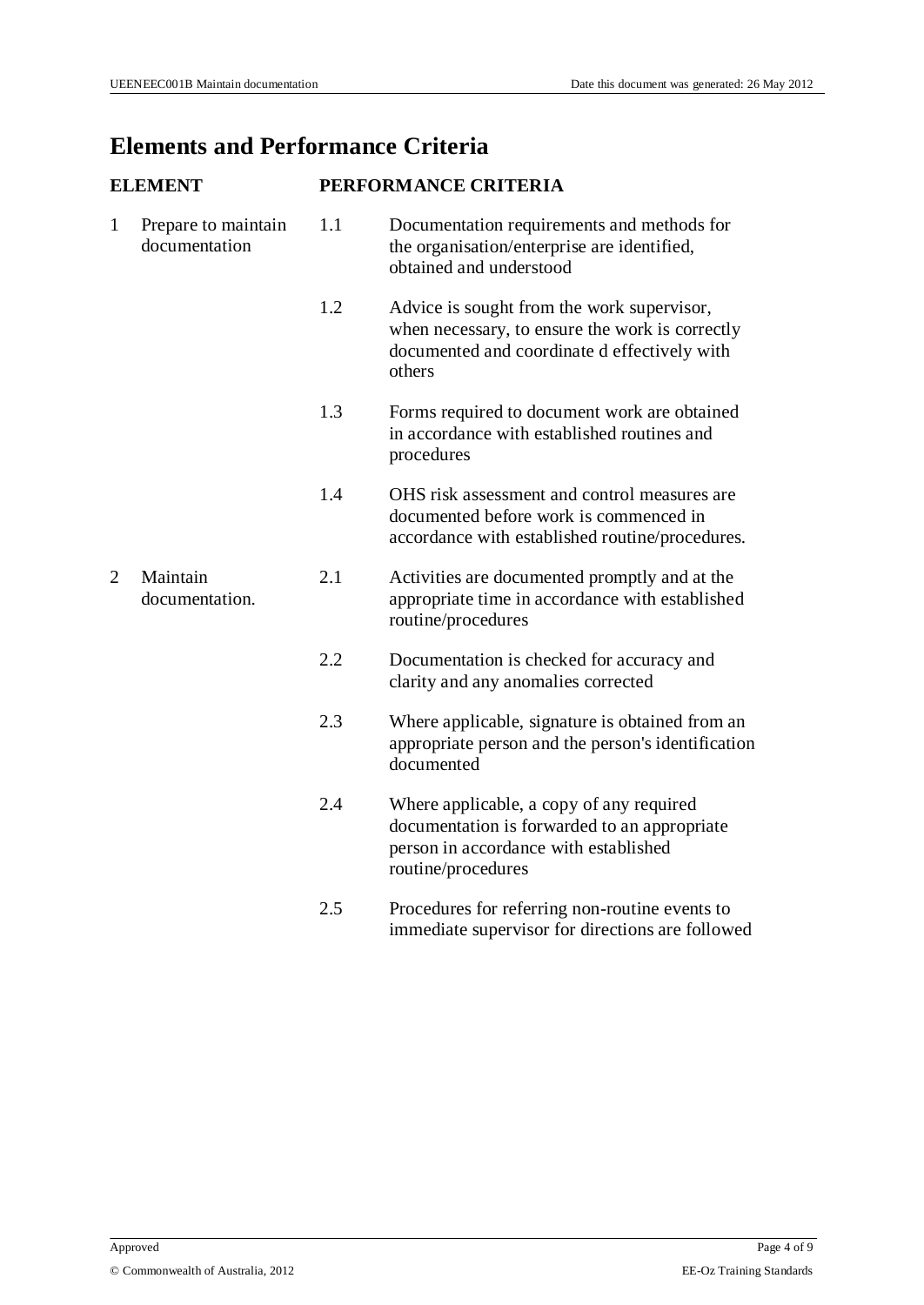## Elements and Performance Criteria

| ELEMENT | | PERFORMANCE CRITERIA | |
|---|---|---|---|
| 1 | Prepare to maintain documentation | 1.1 | Documentation requirements and methods for the organisation/enterprise are identified, obtained and understood |
| | | 1.2 | Advice is sought from the work supervisor, when necessary, to ensure the work is correctly documented and coordinate d effectively with others |
| | | 1.3 | Forms required to document work are obtained in accordance with established routines and procedures |
| | | 1.4 | OHS risk assessment and control measures are documented before work is commenced in accordance with established routine/procedures. |
| 2 | Maintain documentation. | 2.1 | Activities are documented promptly and at the appropriate time in accordance with established routine/procedures |
| | | 2.2 | Documentation is checked for accuracy and clarity and any anomalies corrected |
| | | 2.3 | Where applicable, signature is obtained from an appropriate person and the person's identification documented |
| | | 2.4 | Where applicable, a copy of any required documentation is forwarded to an appropriate person in accordance with established routine/procedures |
| | | 2.5 | Procedures for referring non-routine events to immediate supervisor for directions are followed |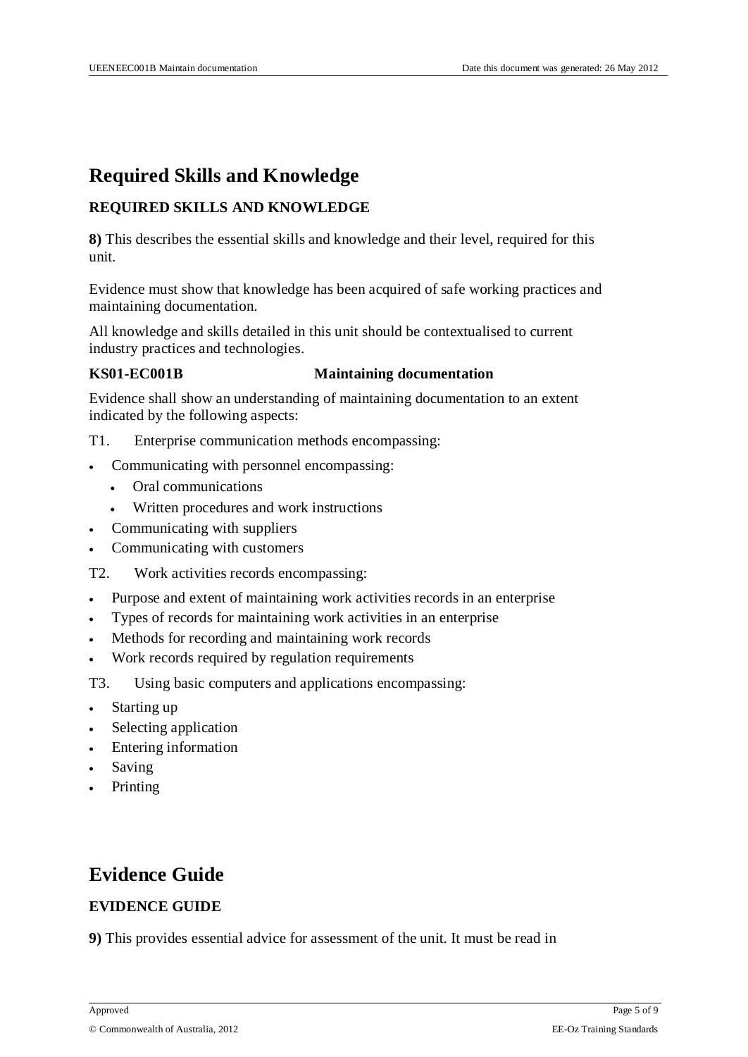# Required Skills and Knowledge

**REQUIRED SKILLS AND KNOWLEDGE**

**8)** This describes the essential skills and knowledge and their level, required for this unit.

Evidence must show that knowledge has been acquired of safe working practices and maintaining documentation.

All knowledge and skills detailed in this unit should be contextualised to current industry practices and technologies.

**KS01-EC001B** **Maintaining documentation**

Evidence shall show an understanding of maintaining documentation to an extent indicated by the following aspects:

T1. Enterprise communication methods encompassing:

- Communicating with personnel encompassing:
  - Oral communications
  - Written procedures and work instructions
- Communicating with suppliers
- Communicating with customers

T2. Work activities records encompassing:

- Purpose and extent of maintaining work activities records in an enterprise
- Types of records for maintaining work activities in an enterprise
- Methods for recording and maintaining work records
- Work records required by regulation requirements

T3. Using basic computers and applications encompassing:

- Starting up
- Selecting application
- Entering information
- Saving
- Printing

# Evidence Guide

**EVIDENCE GUIDE**

**9)** This provides essential advice for assessment of the unit. It must be read in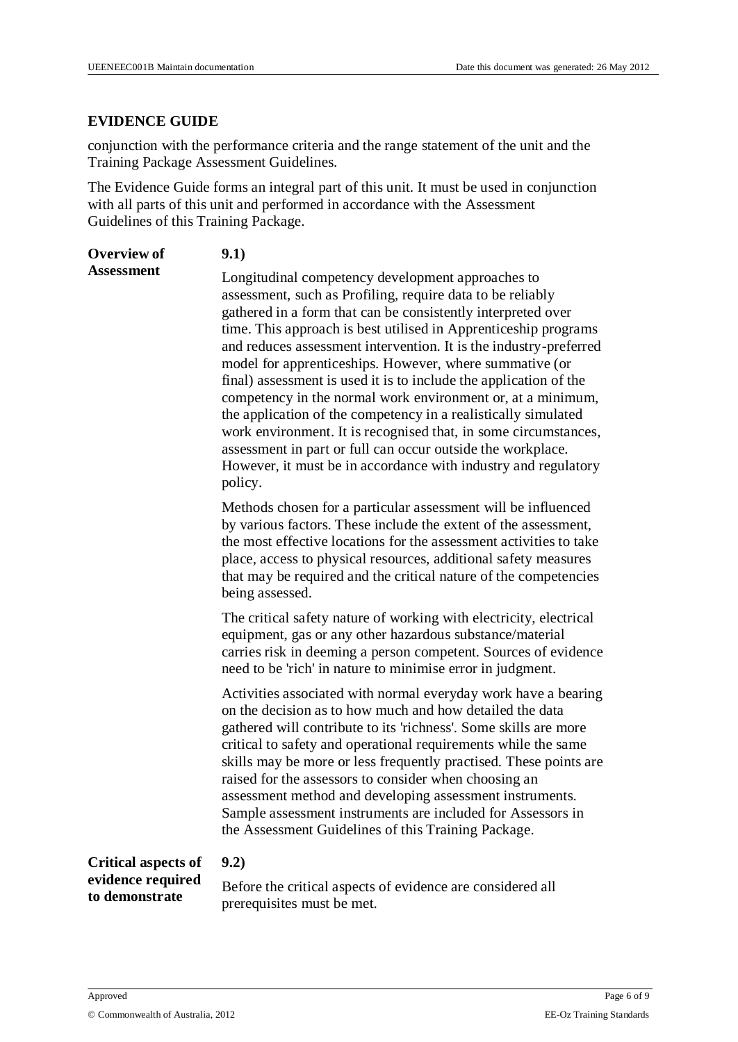## EVIDENCE GUIDE

conjunction with the performance criteria and the range statement of the unit and the Training Package Assessment Guidelines.

The Evidence Guide forms an integral part of this unit. It must be used in conjunction with all parts of this unit and performed in accordance with the Assessment Guidelines of this Training Package.

| | |
|---|---|
| **Overview of Assessment** | **9.1)**<br><br>Longitudinal competency development approaches to assessment, such as Profiling, require data to be reliably gathered in a form that can be consistently interpreted over time. This approach is best utilised in Apprenticeship programs and reduces assessment intervention. It is the industry-preferred model for apprenticeships. However, where summative (or final) assessment is used it is to include the application of the competency in the normal work environment or, at a minimum, the application of the competency in a realistically simulated work environment. It is recognised that, in some circumstances, assessment in part or full can occur outside the workplace. However, it must be in accordance with industry and regulatory policy.<br><br>Methods chosen for a particular assessment will be influenced by various factors. These include the extent of the assessment, the most effective locations for the assessment activities to take place, access to physical resources, additional safety measures that may be required and the critical nature of the competencies being assessed.<br><br>The critical safety nature of working with electricity, electrical equipment, gas or any other hazardous substance/material carries risk in deeming a person competent. Sources of evidence need to be 'rich' in nature to minimise error in judgment.<br><br>Activities associated with normal everyday work have a bearing on the decision as to how much and how detailed the data gathered will contribute to its 'richness'. Some skills are more critical to safety and operational requirements while the same skills may be more or less frequently practised. These points are raised for the assessors to consider when choosing an assessment method and developing assessment instruments. Sample assessment instruments are included for Assessors in the Assessment Guidelines of this Training Package. |
| **Critical aspects of evidence required to demonstrate** | **9.2)**<br><br>Before the critical aspects of evidence are considered all prerequisites must be met. |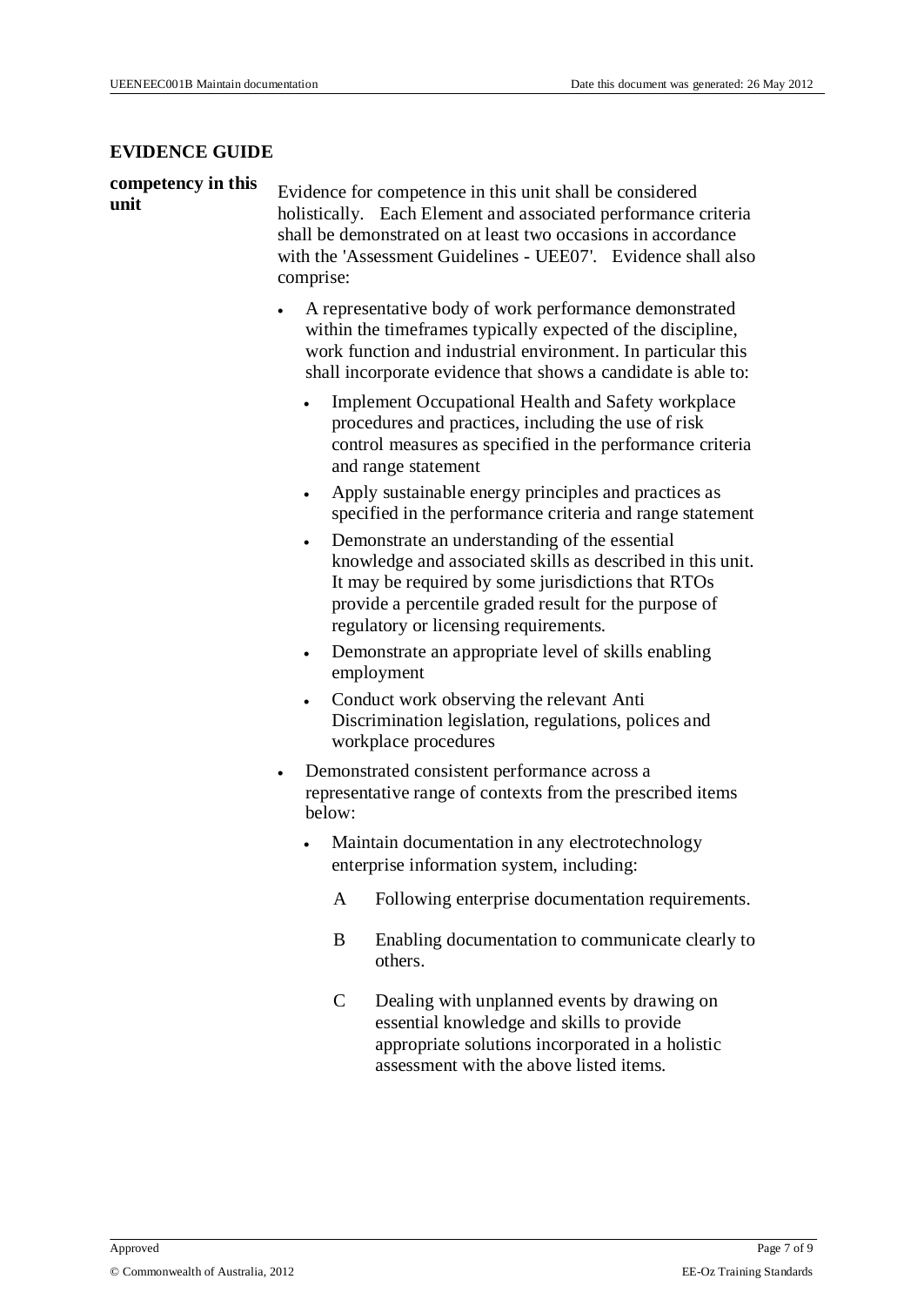## EVIDENCE GUIDE

**competency in this unit**

Evidence for competence in this unit shall be considered holistically. Each Element and associated performance criteria shall be demonstrated on at least two occasions in accordance with the 'Assessment Guidelines - UEE07'. Evidence shall also comprise:

- A representative body of work performance demonstrated within the timeframes typically expected of the discipline, work function and industrial environment. In particular this shall incorporate evidence that shows a candidate is able to:
  - Implement Occupational Health and Safety workplace procedures and practices, including the use of risk control measures as specified in the performance criteria and range statement
  - Apply sustainable energy principles and practices as specified in the performance criteria and range statement
  - Demonstrate an understanding of the essential knowledge and associated skills as described in this unit. It may be required by some jurisdictions that RTOs provide a percentile graded result for the purpose of regulatory or licensing requirements.
  - Demonstrate an appropriate level of skills enabling employment
  - Conduct work observing the relevant Anti Discrimination legislation, regulations, polices and workplace procedures
- Demonstrated consistent performance across a representative range of contexts from the prescribed items below:
  - Maintain documentation in any electrotechnology enterprise information system, including:

    A Following enterprise documentation requirements.

    B Enabling documentation to communicate clearly to others.

    C Dealing with unplanned events by drawing on essential knowledge and skills to provide appropriate solutions incorporated in a holistic assessment with the above listed items.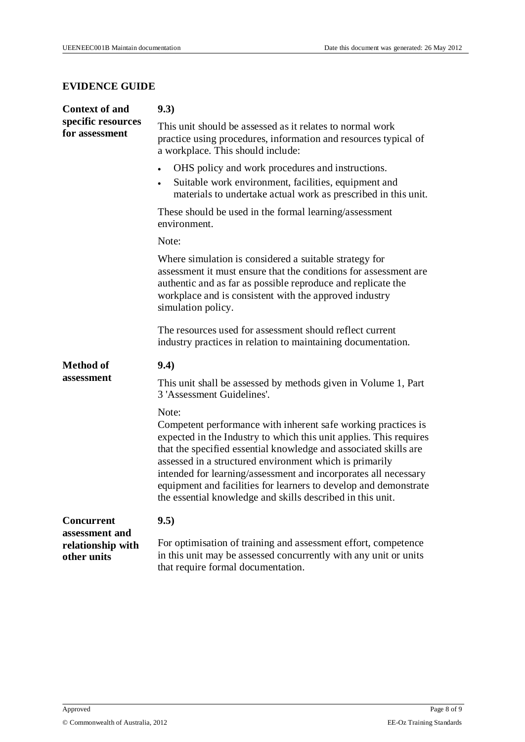## EVIDENCE GUIDE

| | |
|---|---|
| **Context of and specific resources for assessment** | **9.3)**<br><br>This unit should be assessed as it relates to normal work practice using procedures, information and resources typical of a workplace. This should include:<br><br>• OHS policy and work procedures and instructions.<br>• Suitable work environment, facilities, equipment and materials to undertake actual work as prescribed in this unit.<br><br>These should be used in the formal learning/assessment environment.<br><br>Note:<br><br>Where simulation is considered a suitable strategy for assessment it must ensure that the conditions for assessment are authentic and as far as possible reproduce and replicate the workplace and is consistent with the approved industry simulation policy.<br><br>The resources used for assessment should reflect current industry practices in relation to maintaining documentation. |
| **Method of assessment** | **9.4)**<br><br>This unit shall be assessed by methods given in Volume 1, Part 3 'Assessment Guidelines'.<br><br>Note:<br>Competent performance with inherent safe working practices is expected in the Industry to which this unit applies. This requires that the specified essential knowledge and associated skills are assessed in a structured environment which is primarily intended for learning/assessment and incorporates all necessary equipment and facilities for learners to develop and demonstrate the essential knowledge and skills described in this unit. |
| **Concurrent assessment and relationship with other units** | **9.5)**<br><br>For optimisation of training and assessment effort, competence in this unit may be assessed concurrently with any unit or units that require formal documentation. |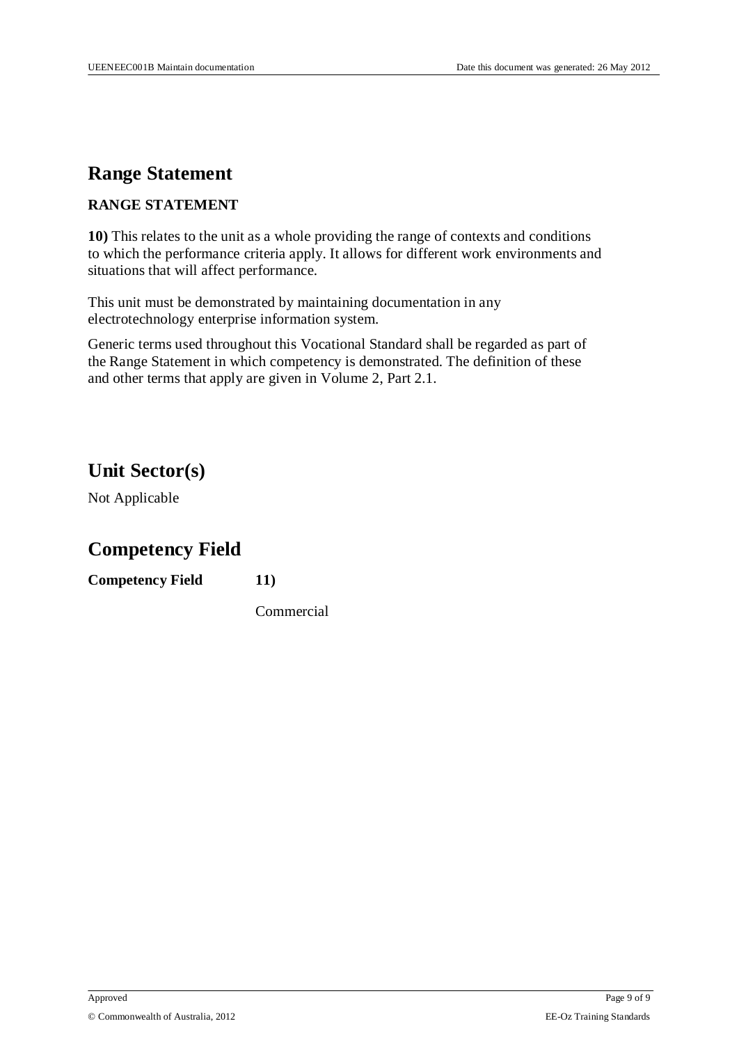## Range Statement

**RANGE STATEMENT**

**10)** This relates to the unit as a whole providing the range of contexts and conditions to which the performance criteria apply. It allows for different work environments and situations that will affect performance.

This unit must be demonstrated by maintaining documentation in any electrotechnology enterprise information system.

Generic terms used throughout this Vocational Standard shall be regarded as part of the Range Statement in which competency is demonstrated. The definition of these and other terms that apply are given in Volume 2, Part 2.1.

## Unit Sector(s)

Not Applicable

## Competency Field

| | |
|---|---|
| **Competency Field** | **11)** |
| | Commercial |